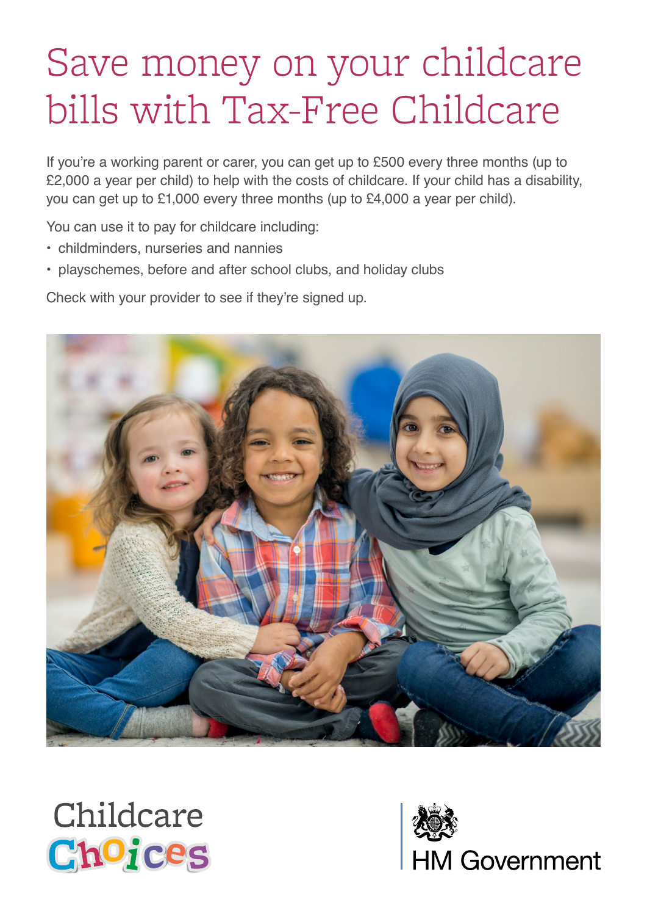# Save money on your childcare bills with Tax-Free Childcare

If you're a working parent or carer, you can get up to £500 every three months (up to £2,000 a year per child) to help with the costs of childcare. If your child has a disability, you can get up to £1,000 every three months (up to £4,000 a year per child).

You can use it to pay for childcare including:

- childminders, nurseries and nannies
- playschemes, before and after school clubs, and holiday clubs

Check with your provider to see if they're signed up.

Childcare Choices

HM Government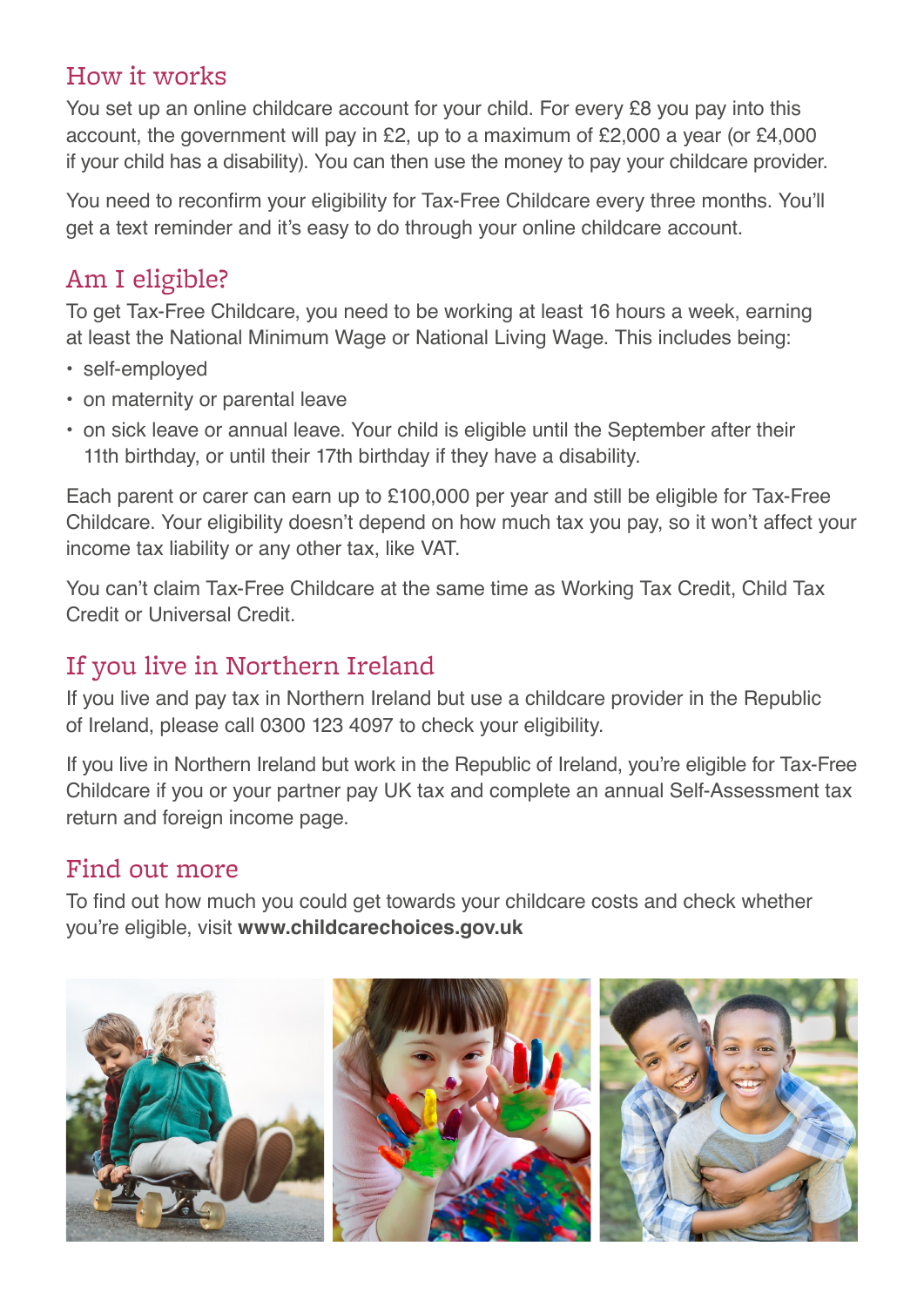## How it works

You set up an online childcare account for your child. For every £8 you pay into this account, the government will pay in £2, up to a maximum of £2,000 a year (or £4,000 if your child has a disability). You can then use the money to pay your childcare provider.

You need to reconfirm your eligibility for Tax-Free Childcare every three months. You'll get a text reminder and it's easy to do through your online childcare account.

## Am I eligible?

To get Tax-Free Childcare, you need to be working at least 16 hours a week, earning at least the National Minimum Wage or National Living Wage. This includes being:

- self-employed
- on maternity or parental leave
- on sick leave or annual leave. Your child is eligible until the September after their 11th birthday, or until their 17th birthday if they have a disability.

Each parent or carer can earn up to £100,000 per year and still be eligible for Tax-Free Childcare. Your eligibility doesn't depend on how much tax you pay, so it won't affect your income tax liability or any other tax, like VAT.

You can't claim Tax-Free Childcare at the same time as Working Tax Credit, Child Tax Credit or Universal Credit.

## If you live in Northern Ireland

If you live and pay tax in Northern Ireland but use a childcare provider in the Republic of Ireland, please call 0300 123 4097 to check your eligibility.

If you live in Northern Ireland but work in the Republic of Ireland, you're eligible for Tax-Free Childcare if you or your partner pay UK tax and complete an annual Self-Assessment tax return and foreign income page.

## Find out more

To find out how much you could get towards your childcare costs and check whether you're eligible, visit **www.childcarechoices.gov.uk**